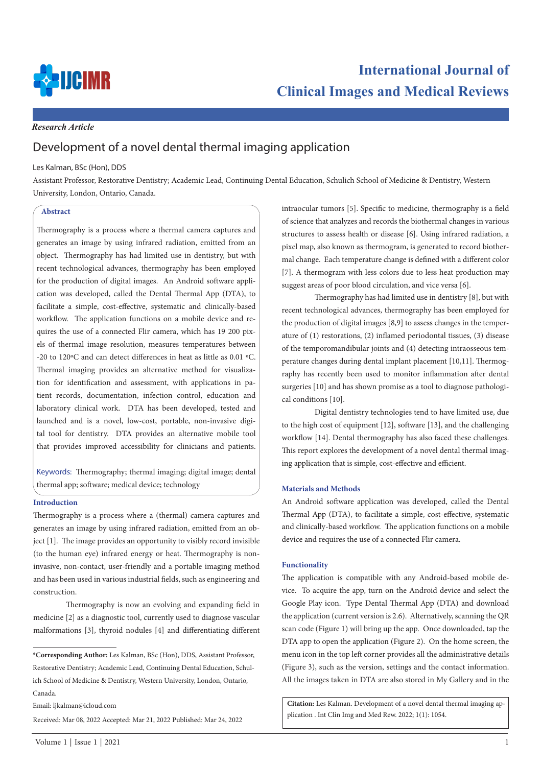*Research Article*

# Development of a novel dental thermal imaging application

Les Kalman, BSc (Hon), DDS

Assistant Professor, Restorative Dentistry; Academic Lead, Continuing Dental Education, Schulich School of Medicine & Dentistry, Western University, London, Ontario, Canada.

## Abstract

Thermography is a process where a thermal camera captures and generates an image by using infrared radiation, emitted from an object. Thermography has had limited use in dentistry, but with recent technological advances, thermography has been employed for the production of digital images. An Android software application was developed, called the Dental Thermal App (DTA), to facilitate a simple, cost-effective, systematic and clinically-based workflow. The application functions on a mobile device and requires the use of a connected Flir camera, which has 19 200 pixels of thermal image resolution, measures temperatures between -20 to 120ºC and can detect differences in heat as little as 0.01 ºC. Thermal imaging provides an alternative method for visualization for identification and assessment, with applications in patient records, documentation, infection control, education and laboratory clinical work. DTA has been developed, tested and launched and is a novel, low-cost, portable, non-invasive digital tool for dentistry. DTA provides an alternative mobile tool that provides improved accessibility for clinicians and patients.

Keywords: Thermography; thermal imaging; digital image; dental thermal app; software; medical device; technology

## Introduction

Thermography is a process where a (thermal) camera captures and generates an image by using infrared radiation, emitted from an object [1]. The image provides an opportunity to visibly record invisible (to the human eye) infrared energy or heat. Thermography is non-invasive, non-contact, user-friendly and a portable imaging method and has been used in various industrial fields, such as engineering and construction.

Thermography is now an evolving and expanding field in medicine [2] as a diagnostic tool, currently used to diagnose vascular malformations [3], thyroid nodules [4] and differentiating different intraocular tumors [5]. Specific to medicine, thermography is a field of science that analyzes and records the biothermal changes in various structures to assess health or disease [6]. Using infrared radiation, a pixel map, also known as thermogram, is generated to record biothermal change. Each temperature change is defined with a different color [7]. A thermogram with less colors due to less heat production may suggest areas of poor blood circulation, and vice versa [6].

Thermography has had limited use in dentistry [8], but with recent technological advances, thermography has been employed for the production of digital images [8,9] to assess changes in the temperature of (1) restorations, (2) inflamed periodontal tissues, (3) disease of the temporomandibular joints and (4) detecting intraosseous temperature changes during dental implant placement [10,11]. Thermography has recently been used to monitor inflammation after dental surgeries [10] and has shown promise as a tool to diagnose pathological conditions [10].

Digital dentistry technologies tend to have limited use, due to the high cost of equipment [12], software [13], and the challenging workflow [14]. Dental thermography has also faced these challenges. This report explores the development of a novel dental thermal imaging application that is simple, cost-effective and efficient.

## Materials and Methods

An Android software application was developed, called the Dental Thermal App (DTA), to facilitate a simple, cost-effective, systematic and clinically-based workflow. The application functions on a mobile device and requires the use of a connected Flir camera.

## Functionality

The application is compatible with any Android-based mobile device. To acquire the app, turn on the Android device and select the Google Play icon. Type Dental Thermal App (DTA) and download the application (current version is 2.6). Alternatively, scanning the QR scan code (Figure 1) will bring up the app. Once downloaded, tap the DTA app to open the application (Figure 2). On the home screen, the menu icon in the top left corner provides all the administrative details (Figure 3), such as the version, settings and the contact information. All the images taken in DTA are also stored in My Gallery and in the

---

***Corresponding Author:** Les Kalman, BSc (Hon), DDS, Assistant Professor, Restorative Dentistry; Academic Lead, Continuing Dental Education, Schulich School of Medicine & Dentistry, Western University, London, Ontario, Canada.

Email: ljkalman@icloud.com

Received: Mar 08, 2022 Accepted: Mar 21, 2022 Published: Mar 24, 2022

**Citation:** Les Kalman. Development of a novel dental thermal imaging application . Int Clin Img and Med Rew. 2022; 1(1): 1054.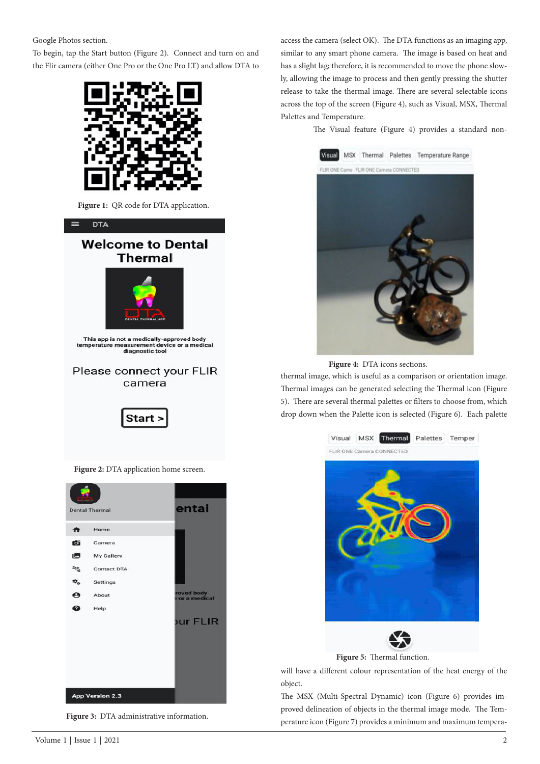Google Photos section.

To begin, tap the Start button (Figure 2). Connect and turn on and the Flir camera (either One Pro or the One Pro LT) and allow DTA to

**Figure 1:** QR code for DTA application.

**Figure 2:** DTA application home screen.

**Figure 3:** DTA administrative information.

access the camera (select OK). The DTA functions as an imaging app, similar to any smart phone camera. The image is based on heat and has a slight lag; therefore, it is recommended to move the phone slowly, allowing the image to process and then gently pressing the shutter release to take the thermal image. There are several selectable icons across the top of the screen (Figure 4), such as Visual, MSX, Thermal Palettes and Temperature.

The Visual feature (Figure 4) provides a standard non-thermal image, which is useful as a comparison or orientation image. Thermal images can be generated selecting the Thermal icon (Figure 5). There are several thermal palettes or filters to choose from, which drop down when the Palette icon is selected (Figure 6). Each palette will have a different colour representation of the heat energy of the object.

**Figure 4:** DTA icons sections.

**Figure 5:** Thermal function.

The MSX (Multi-Spectral Dynamic) icon (Figure 6) provides improved delineation of objects in the thermal image mode. The Temperature icon (Figure 7) provides a minimum and maximum tempera-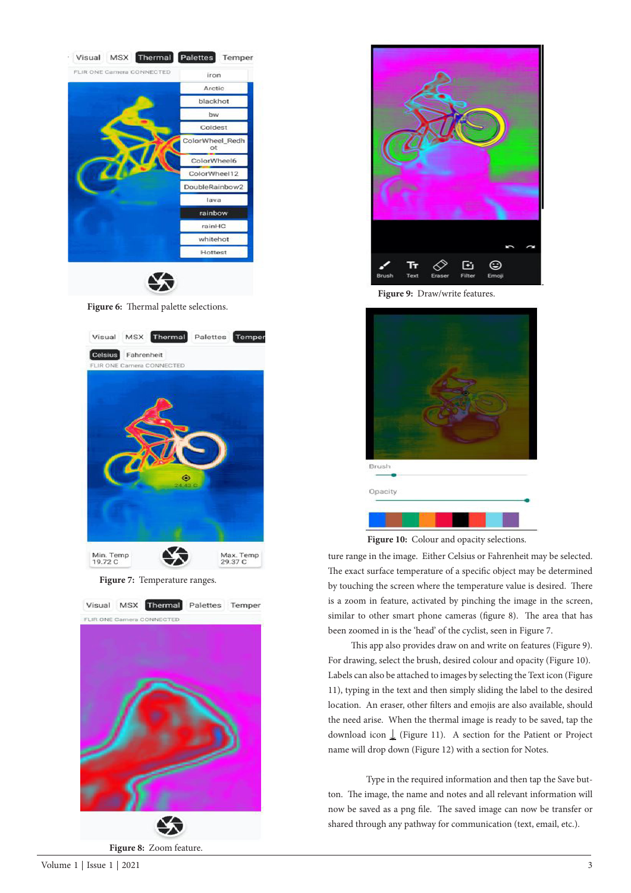Figure 6: Thermal palette selections.

Figure 7: Temperature ranges.

Figure 8: Zoom feature.

Figure 9: Draw/write features.

Figure 10: Colour and opacity selections.

ture range in the image. Either Celsius or Fahrenheit may be selected. The exact surface temperature of a specific object may be determined by touching the screen where the temperature value is desired. There is a zoom in feature, activated by pinching the image in the screen, similar to other smart phone cameras (figure 8). The area that has been zoomed in is the 'head' of the cyclist, seen in Figure 7.

This app also provides draw on and write on features (Figure 9). For drawing, select the brush, desired colour and opacity (Figure 10). Labels can also be attached to images by selecting the Text icon (Figure 11), typing in the text and then simply sliding the label to the desired location. An eraser, other filters and emojis are also available, should the need arise. When the thermal image is ready to be saved, tap the download icon ⭳ (Figure 11). A section for the Patient or Project name will drop down (Figure 12) with a section for Notes.

Type in the required information and then tap the Save button. The image, the name and notes and all relevant information will now be saved as a png file. The saved image can now be transfer or shared through any pathway for communication (text, email, etc.).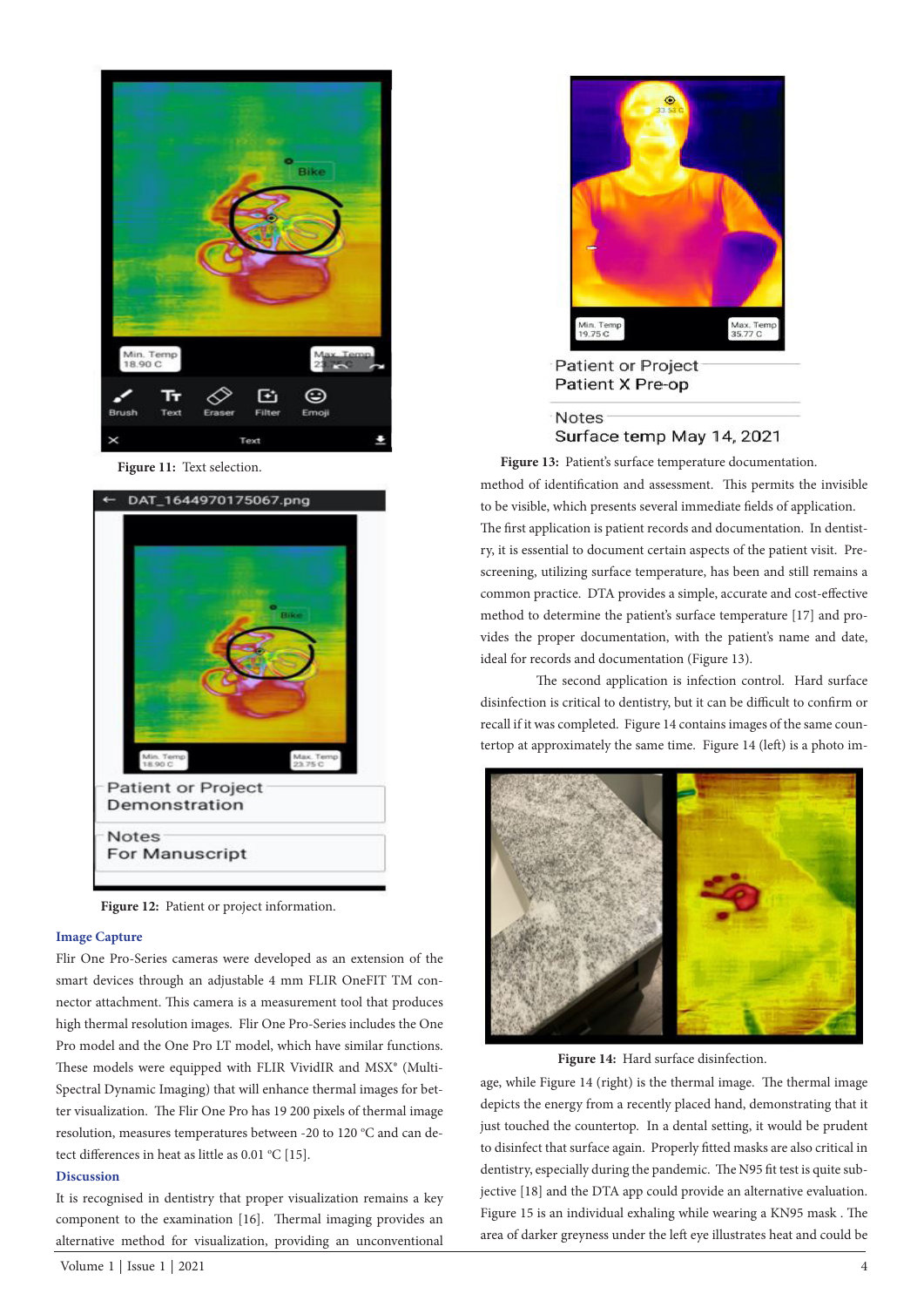Figure 11: Text selection.

Figure 12: Patient or project information.

## Image Capture

Flir One Pro-Series cameras were developed as an extension of the smart devices through an adjustable 4 mm FLIR OneFIT TM connector attachment. This camera is a measurement tool that produces high thermal resolution images. Flir One Pro-Series includes the One Pro model and the One Pro LT model, which have similar functions. These models were equipped with FLIR VividIR and MSX® (Multi-Spectral Dynamic Imaging) that will enhance thermal images for better visualization. The Flir One Pro has 19 200 pixels of thermal image resolution, measures temperatures between -20 to 120 °C and can detect differences in heat as little as 0.01 °C [15].

## Discussion

It is recognised in dentistry that proper visualization remains a key component to the examination [16]. Thermal imaging provides an alternative method for visualization, providing an unconventional method of identification and assessment. This permits the invisible to be visible, which presents several immediate fields of application. The first application is patient records and documentation. In dentistry, it is essential to document certain aspects of the patient visit. Pre-screening, utilizing surface temperature, has been and still remains a common practice. DTA provides a simple, accurate and cost-effective method to determine the patient's surface temperature [17] and provides the proper documentation, with the patient's name and date, ideal for records and documentation (Figure 13).

Figure 13: Patient's surface temperature documentation.

The second application is infection control. Hard surface disinfection is critical to dentistry, but it can be difficult to confirm or recall if it was completed. Figure 14 contains images of the same countertop at approximately the same time. Figure 14 (left) is a photo image, while Figure 14 (right) is the thermal image. The thermal image depicts the energy from a recently placed hand, demonstrating that it just touched the countertop. In a dental setting, it would be prudent to disinfect that surface again. Properly fitted masks are also critical in dentistry, especially during the pandemic. The N95 fit test is quite subjective [18] and the DTA app could provide an alternative evaluation. Figure 15 is an individual exhaling while wearing a KN95 mask . The area of darker greyness under the left eye illustrates heat and could be

Figure 14: Hard surface disinfection.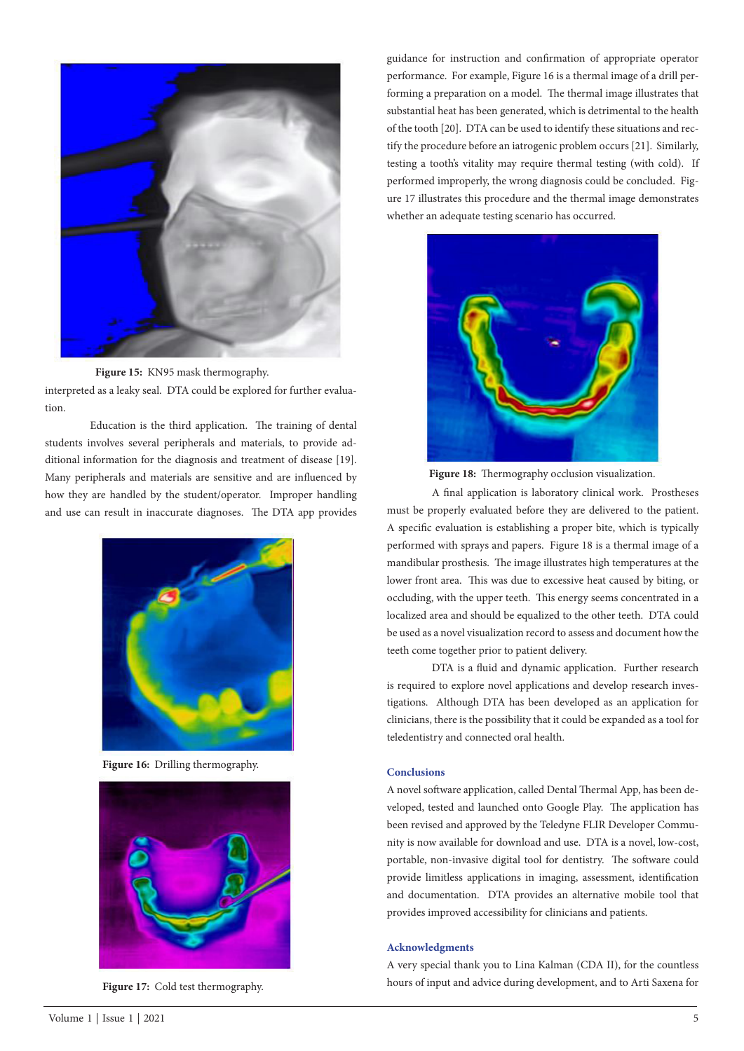Figure 15: KN95 mask thermography.

interpreted as a leaky seal. DTA could be explored for further evaluation.

Education is the third application. The training of dental students involves several peripherals and materials, to provide additional information for the diagnosis and treatment of disease [19]. Many peripherals and materials are sensitive and are influenced by how they are handled by the student/operator. Improper handling and use can result in inaccurate diagnoses. The DTA app provides guidance for instruction and confirmation of appropriate operator performance. For example, Figure 16 is a thermal image of a drill performing a preparation on a model. The thermal image illustrates that substantial heat has been generated, which is detrimental to the health of the tooth [20]. DTA can be used to identify these situations and rectify the procedure before an iatrogenic problem occurs [21]. Similarly, testing a tooth's vitality may require thermal testing (with cold). If performed improperly, the wrong diagnosis could be concluded. Figure 17 illustrates this procedure and the thermal image demonstrates whether an adequate testing scenario has occurred.

Figure 16: Drilling thermography.

Figure 17: Cold test thermography.

Figure 18: Thermography occlusion visualization.

A final application is laboratory clinical work. Prostheses must be properly evaluated before they are delivered to the patient. A specific evaluation is establishing a proper bite, which is typically performed with sprays and papers. Figure 18 is a thermal image of a mandibular prosthesis. The image illustrates high temperatures at the lower front area. This was due to excessive heat caused by biting, or occluding, with the upper teeth. This energy seems concentrated in a localized area and should be equalized to the other teeth. DTA could be used as a novel visualization record to assess and document how the teeth come together prior to patient delivery.

DTA is a fluid and dynamic application. Further research is required to explore novel applications and develop research investigations. Although DTA has been developed as an application for clinicians, there is the possibility that it could be expanded as a tool for teledentistry and connected oral health.

## Conclusions

A novel software application, called Dental Thermal App, has been developed, tested and launched onto Google Play. The application has been revised and approved by the Teledyne FLIR Developer Community is now available for download and use. DTA is a novel, low-cost, portable, non-invasive digital tool for dentistry. The software could provide limitless applications in imaging, assessment, identification and documentation. DTA provides an alternative mobile tool that provides improved accessibility for clinicians and patients.

## Acknowledgments

A very special thank you to Lina Kalman (CDA II), for the countless hours of input and advice during development, and to Arti Saxena for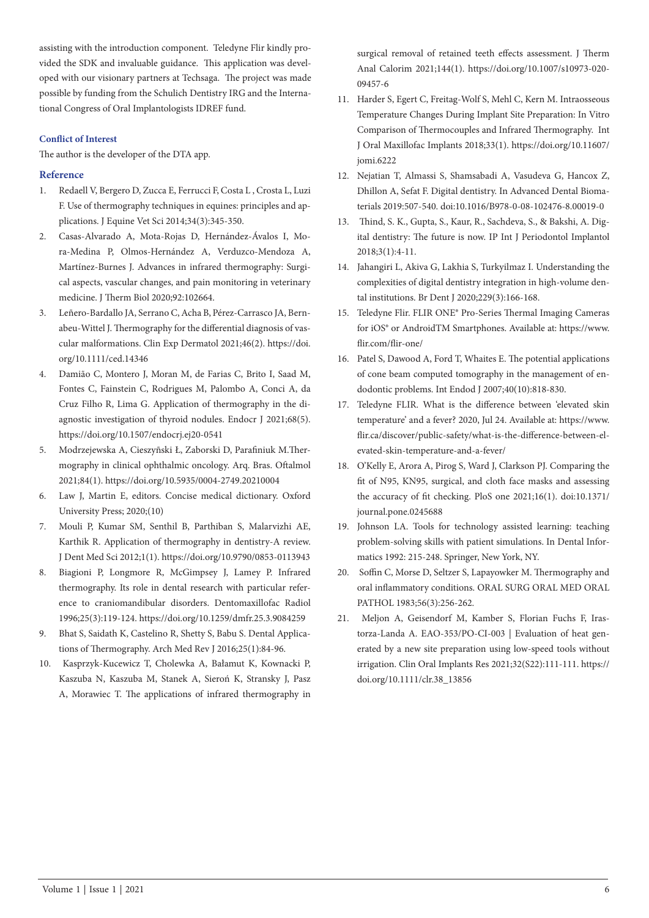assisting with the introduction component. Teledyne Flir kindly provided the SDK and invaluable guidance. This application was developed with our visionary partners at Techsaga. The project was made possible by funding from the Schulich Dentistry IRG and the International Congress of Oral Implantologists IDREF fund.

### Conflict of Interest

The author is the developer of the DTA app.

## Reference

1. Redaell V, Bergero D, Zucca E, Ferrucci F, Costa L , Crosta L, Luzi F. Use of thermography techniques in equines: principles and applications. J Equine Vet Sci 2014;34(3):345-350.
2. Casas-Alvarado A, Mota-Rojas D, Hernández-Ávalos I, Mora-Medina P, Olmos-Hernández A, Verduzco-Mendoza A, Martínez-Burnes J. Advances in infrared thermography: Surgical aspects, vascular changes, and pain monitoring in veterinary medicine. J Therm Biol 2020;92:102664.
3. Leñero-Bardallo JA, Serrano C, Acha B, Pérez-Carrasco JA, Bernabeu-Wittel J. Thermography for the differential diagnosis of vascular malformations. Clin Exp Dermatol 2021;46(2). https://doi.org/10.1111/ced.14346
4. Damião C, Montero J, Moran M, de Farias C, Brito I, Saad M, Fontes C, Fainstein C, Rodrigues M, Palombo A, Conci A, da Cruz Filho R, Lima G. Application of thermography in the diagnostic investigation of thyroid nodules. Endocr J 2021;68(5). https://doi.org/10.1507/endocrj.ej20-0541
5. Modrzejewska A, Cieszyñski Ł, Zaborski D, Parafiniuk M.Thermography in clinical ophthalmic oncology. Arq. Bras. Oftalmol 2021;84(1). https://doi.org/10.5935/0004-2749.20210004
6. Law J, Martin E, editors. Concise medical dictionary. Oxford University Press; 2020;(10)
7. Mouli P, Kumar SM, Senthil B, Parthiban S, Malarvizhi AE, Karthik R. Application of thermography in dentistry-A review. J Dent Med Sci 2012;1(1). https://doi.org/10.9790/0853-0113943
8. Biagioni P, Longmore R, McGimpsey J, Lamey P. Infrared thermography. Its role in dental research with particular reference to craniomandibular disorders. Dentomaxillofac Radiol 1996;25(3):119-124. https://doi.org/10.1259/dmfr.25.3.9084259
9. Bhat S, Saidath K, Castelino R, Shetty S, Babu S. Dental Applications of Thermography. Arch Med Rev J 2016;25(1):84-96.
10. Kasprzyk-Kucewicz T, Cholewka A, Bałamut K, Kownacki P, Kaszuba N, Kaszuba M, Stanek A, Sieroń K, Stransky J, Pasz A, Morawiec T. The applications of infrared thermography in surgical removal of retained teeth effects assessment. J Therm Anal Calorim 2021;144(1). https://doi.org/10.1007/s10973-020-09457-6
11. Harder S, Egert C, Freitag-Wolf S, Mehl C, Kern M. Intraosseous Temperature Changes During Implant Site Preparation: In Vitro Comparison of Thermocouples and Infrared Thermography. Int J Oral Maxillofac Implants 2018;33(1). https://doi.org/10.11607/jomi.6222
12. Nejatian T, Almassi S, Shamsabadi A, Vasudeva G, Hancox Z, Dhillon A, Sefat F. Digital dentistry. In Advanced Dental Biomaterials 2019:507-540. doi:10.1016/B978-0-08-102476-8.00019-0
13. Thind, S. K., Gupta, S., Kaur, R., Sachdeva, S., & Bakshi, A. Digital dentistry: The future is now. IP Int J Periodontol Implantol 2018;3(1):4-11.
14. Jahangiri L, Akiva G, Lakhia S, Turkyilmaz I. Understanding the complexities of digital dentistry integration in high-volume dental institutions. Br Dent J 2020;229(3):166-168.
15. Teledyne Flir. FLIR ONE® Pro-Series Thermal Imaging Cameras for iOS® or AndroidTM Smartphones. Available at: https://www.flir.com/flir-one/
16. Patel S, Dawood A, Ford T, Whaites E. The potential applications of cone beam computed tomography in the management of endodontic problems. Int Endod J 2007;40(10):818-830.
17. Teledyne FLIR. What is the difference between 'elevated skin temperature' and a fever? 2020, Jul 24. Available at: https://www.flir.ca/discover/public-safety/what-is-the-difference-between-elevated-skin-temperature-and-a-fever/
18. O'Kelly E, Arora A, Pirog S, Ward J, Clarkson PJ. Comparing the fit of N95, KN95, surgical, and cloth face masks and assessing the accuracy of fit checking. PloS one 2021;16(1). doi:10.1371/journal.pone.0245688
19. Johnson LA. Tools for technology assisted learning: teaching problem-solving skills with patient simulations. In Dental Informatics 1992: 215-248. Springer, New York, NY.
20. Soffin C, Morse D, Seltzer S, Lapayowker M. Thermography and oral inflammatory conditions. ORAL SURG ORAL MED ORAL PATHOL 1983;56(3):256-262.
21. Meljon A, Geisendorf M, Kamber S, Florian Fuchs F, Irastorza-Landa A. EAO-353/PO-CI-003 | Evaluation of heat generated by a new site preparation using low-speed tools without irrigation. Clin Oral Implants Res 2021;32(S22):111-111. https://doi.org/10.1111/clr.38_13856